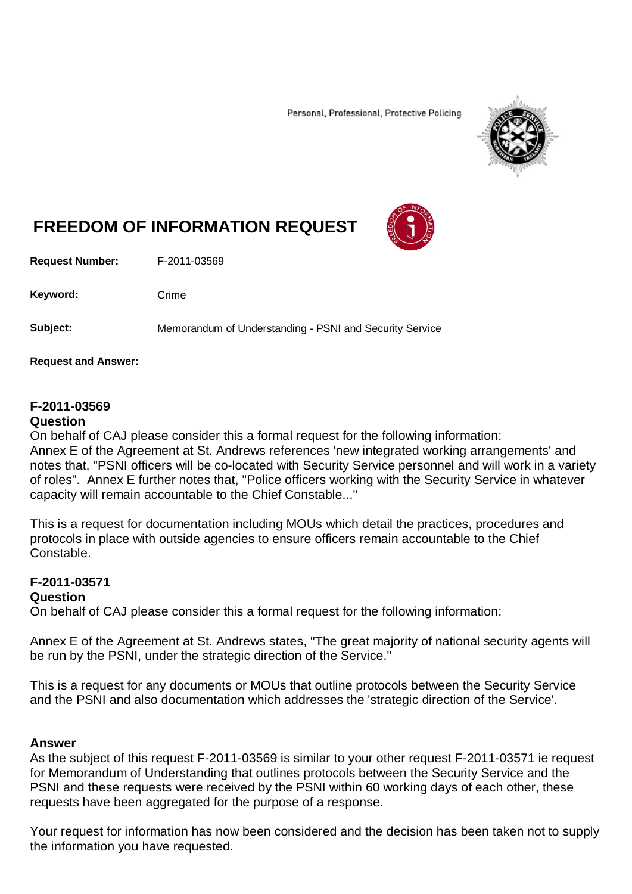Personal, Professional, Protective Policing

# FREEDOM OF INFORMATION REQUEST

**Request Number:** F-2011-03569

**Keyword:** Crime

**Subject:** Memorandum of Understanding - PSNI and Security Service

**Request and Answer:**

**F-2011-03569**
**Question**
On behalf of CAJ please consider this a formal request for the following information:
Annex E of the Agreement at St. Andrews references 'new integrated working arrangements' and notes that, "PSNI officers will be co-located with Security Service personnel and will work in a variety of roles". Annex E further notes that, "Police officers working with the Security Service in whatever capacity will remain accountable to the Chief Constable..."

This is a request for documentation including MOUs which detail the practices, procedures and protocols in place with outside agencies to ensure officers remain accountable to the Chief Constable.

**F-2011-03571**
**Question**
On behalf of CAJ please consider this a formal request for the following information:

Annex E of the Agreement at St. Andrews states, "The great majority of national security agents will be run by the PSNI, under the strategic direction of the Service."

This is a request for any documents or MOUs that outline protocols between the Security Service and the PSNI and also documentation which addresses the 'strategic direction of the Service'.

**Answer**
As the subject of this request F-2011-03569 is similar to your other request F-2011-03571 ie request for Memorandum of Understanding that outlines protocols between the Security Service and the PSNI and these requests were received by the PSNI within 60 working days of each other, these requests have been aggregated for the purpose of a response.

Your request for information has now been considered and the decision has been taken not to supply the information you have requested.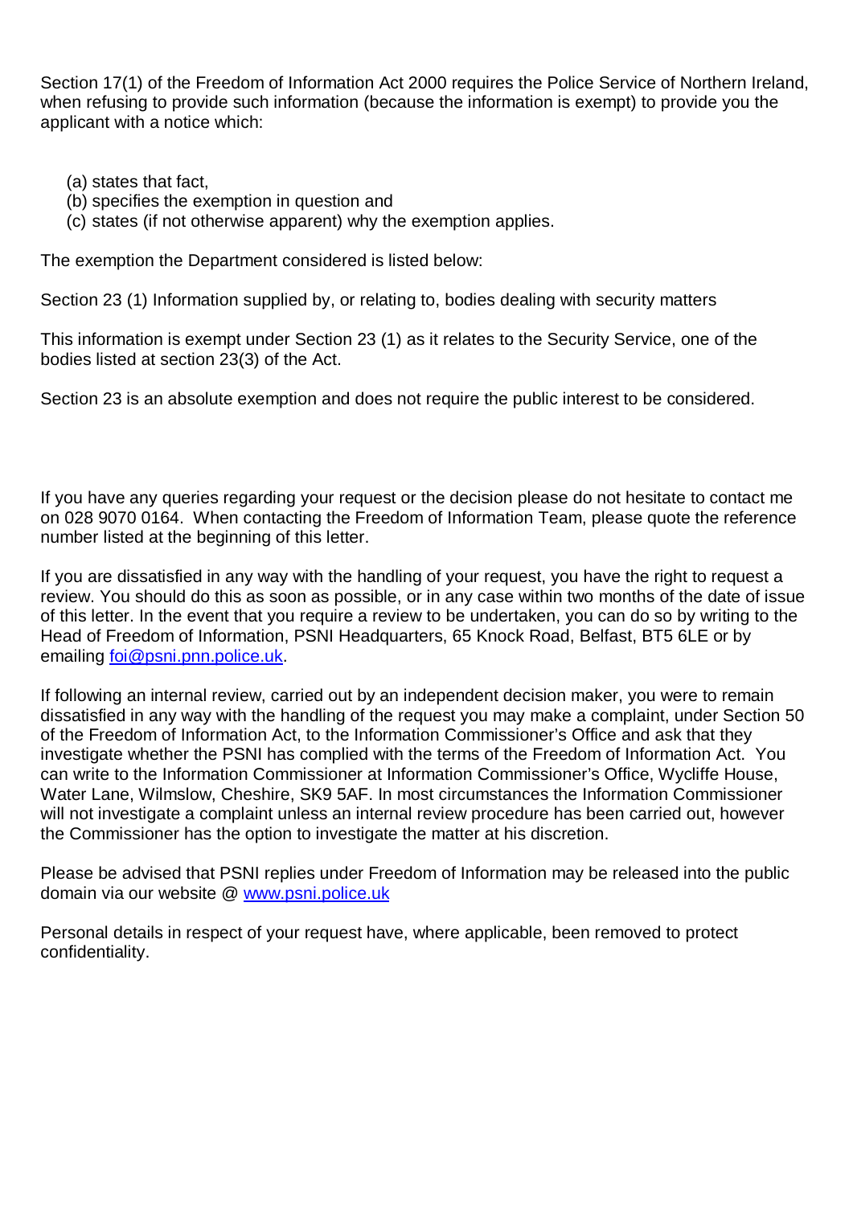Section 17(1) of the Freedom of Information Act 2000 requires the Police Service of Northern Ireland, when refusing to provide such information (because the information is exempt) to provide you the applicant with a notice which:

(a) states that fact,
(b) specifies the exemption in question and
(c) states (if not otherwise apparent) why the exemption applies.

The exemption the Department considered is listed below:

Section 23 (1) Information supplied by, or relating to, bodies dealing with security matters

This information is exempt under Section 23 (1) as it relates to the Security Service, one of the bodies listed at section 23(3) of the Act.

Section 23 is an absolute exemption and does not require the public interest to be considered.

If you have any queries regarding your request or the decision please do not hesitate to contact me on 028 9070 0164. When contacting the Freedom of Information Team, please quote the reference number listed at the beginning of this letter.

If you are dissatisfied in any way with the handling of your request, you have the right to request a review. You should do this as soon as possible, or in any case within two months of the date of issue of this letter. In the event that you require a review to be undertaken, you can do so by writing to the Head of Freedom of Information, PSNI Headquarters, 65 Knock Road, Belfast, BT5 6LE or by emailing foi@psni.pnn.police.uk.

If following an internal review, carried out by an independent decision maker, you were to remain dissatisfied in any way with the handling of the request you may make a complaint, under Section 50 of the Freedom of Information Act, to the Information Commissioner's Office and ask that they investigate whether the PSNI has complied with the terms of the Freedom of Information Act. You can write to the Information Commissioner at Information Commissioner's Office, Wycliffe House, Water Lane, Wilmslow, Cheshire, SK9 5AF. In most circumstances the Information Commissioner will not investigate a complaint unless an internal review procedure has been carried out, however the Commissioner has the option to investigate the matter at his discretion.

Please be advised that PSNI replies under Freedom of Information may be released into the public domain via our website @ www.psni.police.uk

Personal details in respect of your request have, where applicable, been removed to protect confidentiality.